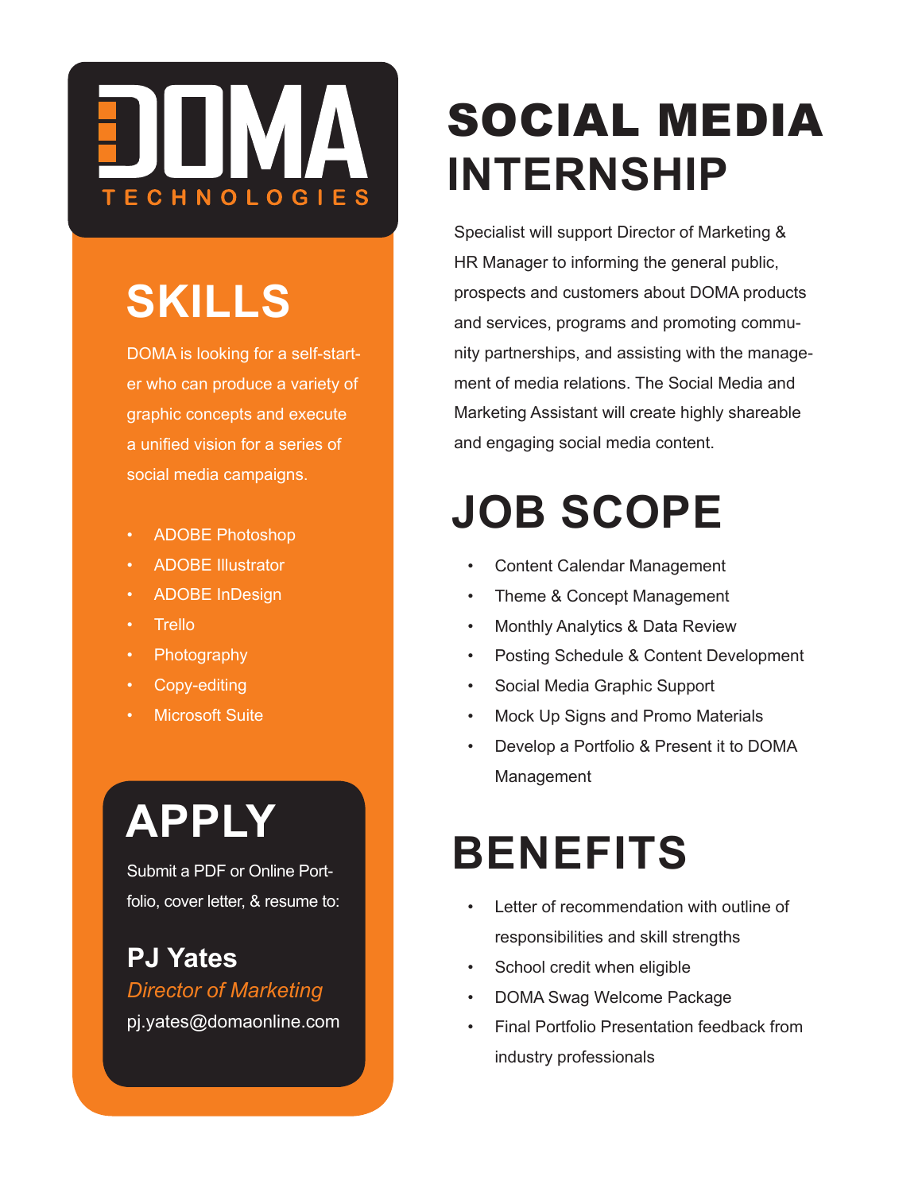# DOMA TECHNOLOGIES

# SOCIAL MEDIA INTERNSHIP

Specialist will support Director of Marketing & HR Manager to informing the general public, prospects and customers about DOMA products and services, programs and promoting community partnerships, and assisting with the management of media relations. The Social Media and Marketing Assistant will create highly shareable and engaging social media content.

## SKILLS

DOMA is looking for a self-starter who can produce a variety of graphic concepts and execute a unified vision for a series of social media campaigns.

- ADOBE Photoshop
- ADOBE Illustrator
- ADOBE InDesign
- Trello
- Photography
- Copy-editing
- Microsoft Suite

## JOB SCOPE

- Content Calendar Management
- Theme & Concept Management
- Monthly Analytics & Data Review
- Posting Schedule & Content Development
- Social Media Graphic Support
- Mock Up Signs and Promo Materials
- Develop a Portfolio & Present it to DOMA Management

## BENEFITS

- Letter of recommendation with outline of responsibilities and skill strengths
- School credit when eligible
- DOMA Swag Welcome Package
- Final Portfolio Presentation feedback from industry professionals

## APPLY

Submit a PDF or Online Portfolio, cover letter, & resume to:

**PJ Yates**
*Director of Marketing*
pj.yates@domaonline.com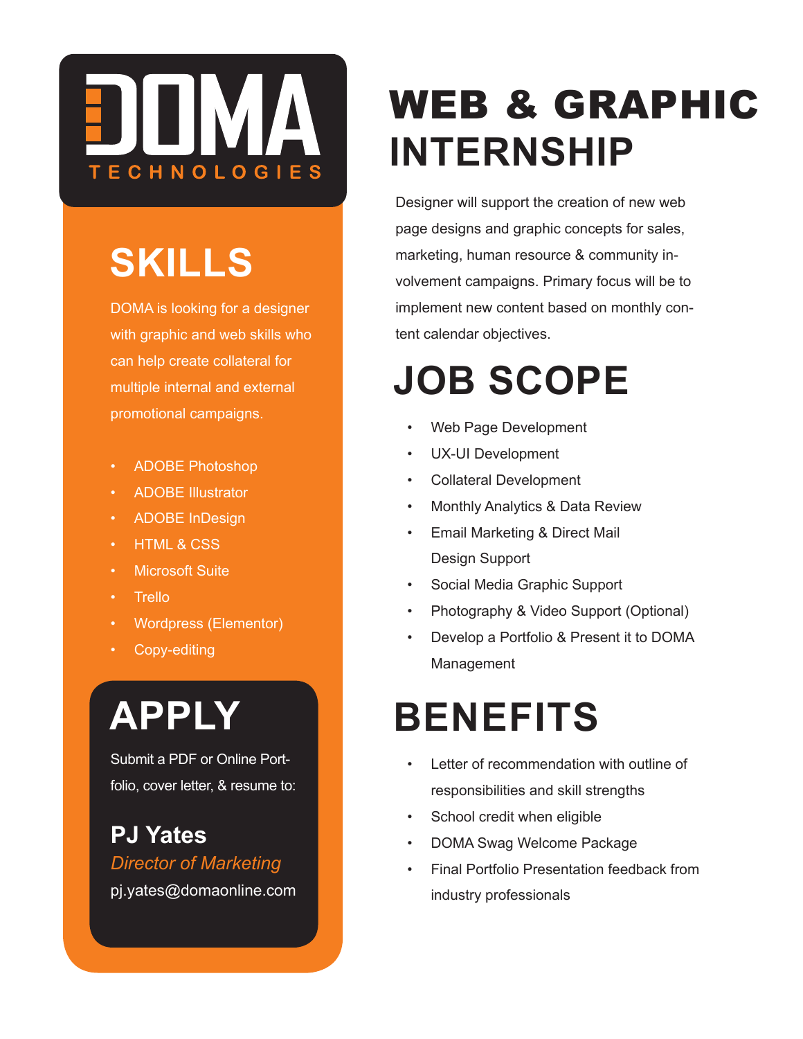# DOMA TECHNOLOGIES

## SKILLS

DOMA is looking for a designer with graphic and web skills who can help create collateral for multiple internal and external promotional campaigns.

- ADOBE Photoshop
- ADOBE Illustrator
- ADOBE InDesign
- HTML & CSS
- Microsoft Suite
- Trello
- Wordpress (Elementor)
- Copy-editing

## APPLY

Submit a PDF or Online Portfolio, cover letter, & resume to:

**PJ Yates**
*Director of Marketing*
pj.yates@domaonline.com

# WEB & GRAPHIC INTERNSHIP

Designer will support the creation of new web page designs and graphic concepts for sales, marketing, human resource & community involvement campaigns. Primary focus will be to implement new content based on monthly content calendar objectives.

## JOB SCOPE

- Web Page Development
- UX-UI Development
- Collateral Development
- Monthly Analytics & Data Review
- Email Marketing & Direct Mail Design Support
- Social Media Graphic Support
- Photography & Video Support (Optional)
- Develop a Portfolio & Present it to DOMA Management

## BENEFITS

- Letter of recommendation with outline of responsibilities and skill strengths
- School credit when eligible
- DOMA Swag Welcome Package
- Final Portfolio Presentation feedback from industry professionals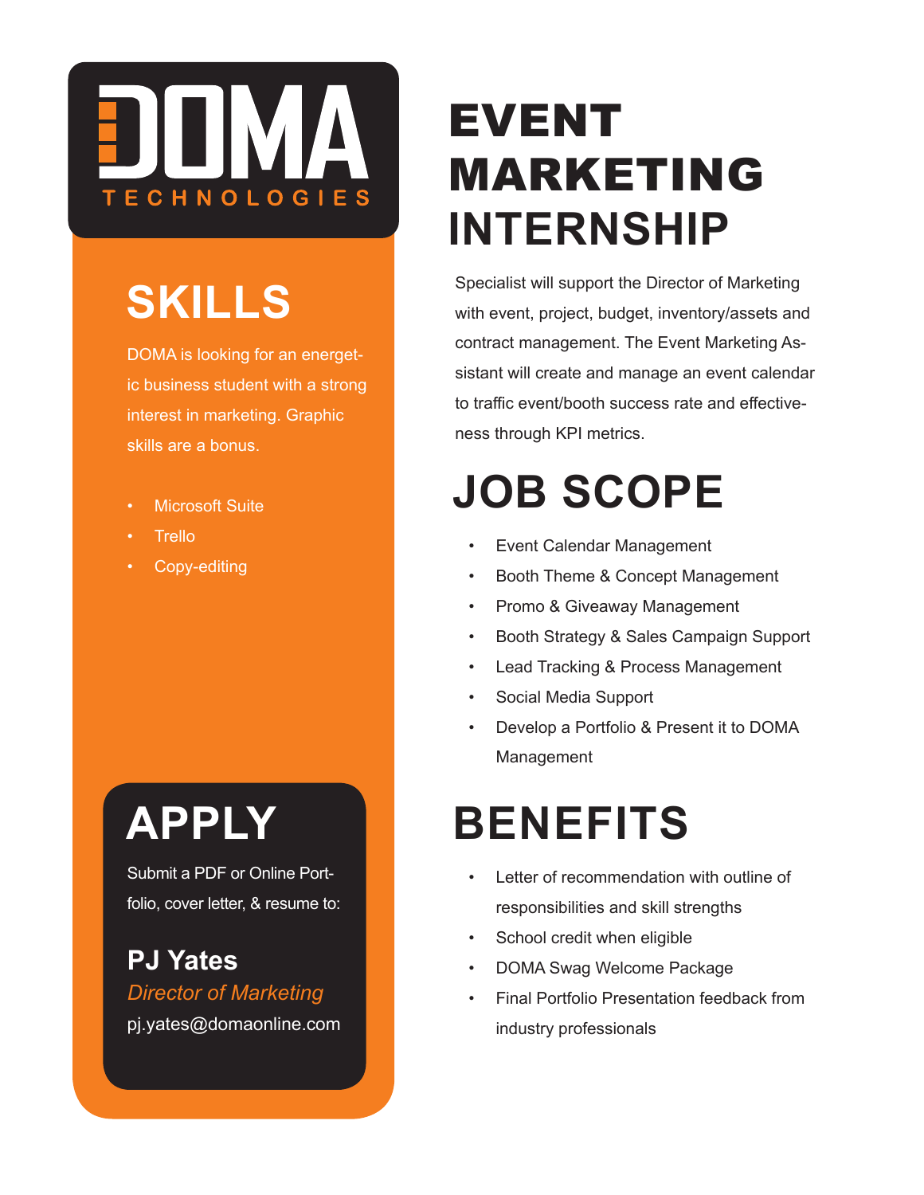DOMA TECHNOLOGIES

## SKILLS

DOMA is looking for an energetic business student with a strong interest in marketing. Graphic skills are a bonus.

- Microsoft Suite
- Trello
- Copy-editing

## APPLY

Submit a PDF or Online Portfolio, cover letter, & resume to:

**PJ Yates**
*Director of Marketing*
pj.yates@domaonline.com

# EVENT MARKETING INTERNSHIP

Specialist will support the Director of Marketing with event, project, budget, inventory/assets and contract management. The Event Marketing Assistant will create and manage an event calendar to traffic event/booth success rate and effectiveness through KPI metrics.

## JOB SCOPE

- Event Calendar Management
- Booth Theme & Concept Management
- Promo & Giveaway Management
- Booth Strategy & Sales Campaign Support
- Lead Tracking & Process Management
- Social Media Support
- Develop a Portfolio & Present it to DOMA Management

## BENEFITS

- Letter of recommendation with outline of responsibilities and skill strengths
- School credit when eligible
- DOMA Swag Welcome Package
- Final Portfolio Presentation feedback from industry professionals